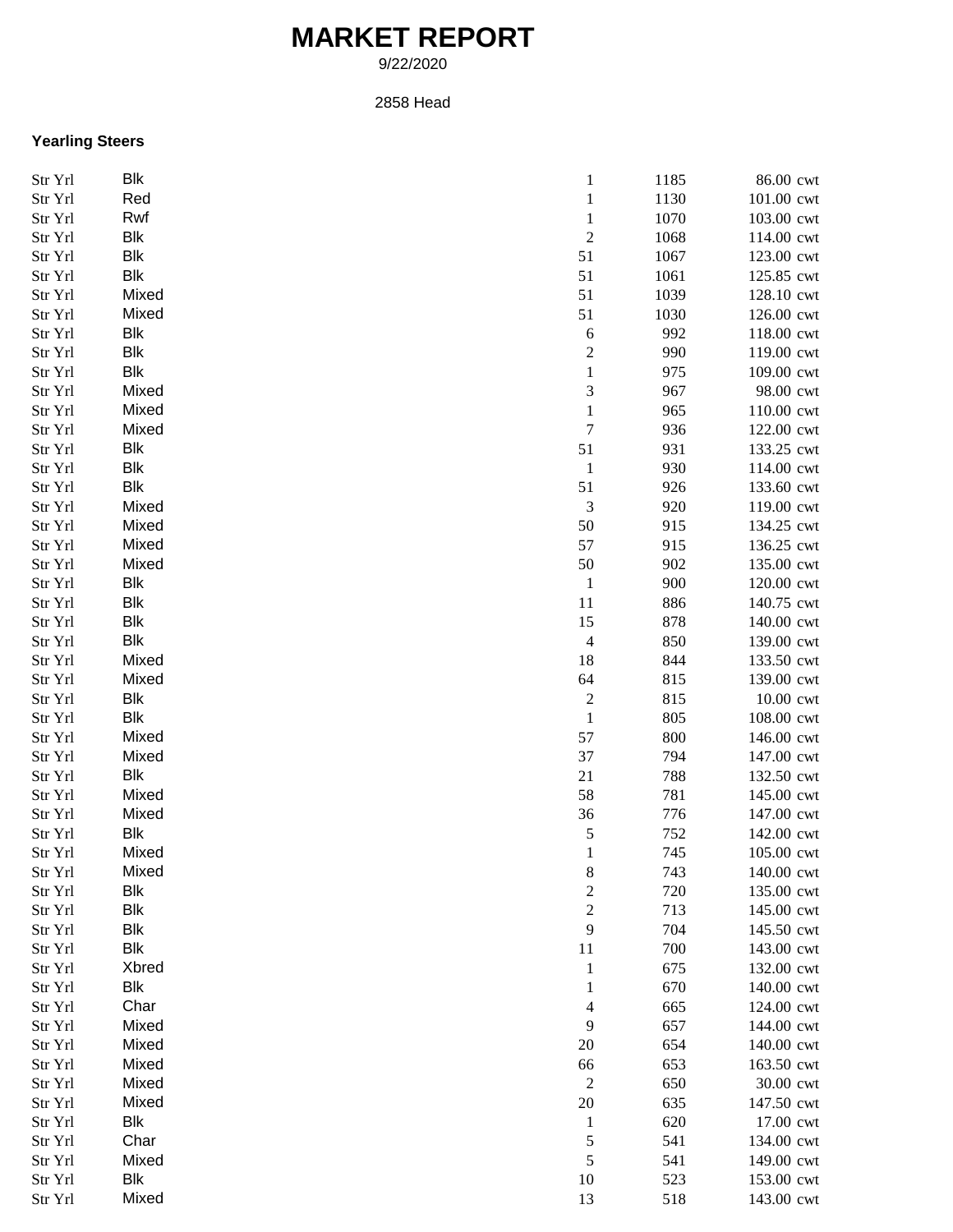# MARKET REPORT

9/22/2020

2858 Head

### Yearling Steers

| | | | | |
|---|---|---|---|---|
| Str Yrl | Blk | 1 | 1185 | 86.00 cwt |
| Str Yrl | Red | 1 | 1130 | 101.00 cwt |
| Str Yrl | Rwf | 1 | 1070 | 103.00 cwt |
| Str Yrl | Blk | 2 | 1068 | 114.00 cwt |
| Str Yrl | Blk | 51 | 1067 | 123.00 cwt |
| Str Yrl | Blk | 51 | 1061 | 125.85 cwt |
| Str Yrl | Mixed | 51 | 1039 | 128.10 cwt |
| Str Yrl | Mixed | 51 | 1030 | 126.00 cwt |
| Str Yrl | Blk | 6 | 992 | 118.00 cwt |
| Str Yrl | Blk | 2 | 990 | 119.00 cwt |
| Str Yrl | Blk | 1 | 975 | 109.00 cwt |
| Str Yrl | Mixed | 3 | 967 | 98.00 cwt |
| Str Yrl | Mixed | 1 | 965 | 110.00 cwt |
| Str Yrl | Mixed | 7 | 936 | 122.00 cwt |
| Str Yrl | Blk | 51 | 931 | 133.25 cwt |
| Str Yrl | Blk | 1 | 930 | 114.00 cwt |
| Str Yrl | Blk | 51 | 926 | 133.60 cwt |
| Str Yrl | Mixed | 3 | 920 | 119.00 cwt |
| Str Yrl | Mixed | 50 | 915 | 134.25 cwt |
| Str Yrl | Mixed | 57 | 915 | 136.25 cwt |
| Str Yrl | Mixed | 50 | 902 | 135.00 cwt |
| Str Yrl | Blk | 1 | 900 | 120.00 cwt |
| Str Yrl | Blk | 11 | 886 | 140.75 cwt |
| Str Yrl | Blk | 15 | 878 | 140.00 cwt |
| Str Yrl | Blk | 4 | 850 | 139.00 cwt |
| Str Yrl | Mixed | 18 | 844 | 133.50 cwt |
| Str Yrl | Mixed | 64 | 815 | 139.00 cwt |
| Str Yrl | Blk | 2 | 815 | 10.00 cwt |
| Str Yrl | Blk | 1 | 805 | 108.00 cwt |
| Str Yrl | Mixed | 57 | 800 | 146.00 cwt |
| Str Yrl | Mixed | 37 | 794 | 147.00 cwt |
| Str Yrl | Blk | 21 | 788 | 132.50 cwt |
| Str Yrl | Mixed | 58 | 781 | 145.00 cwt |
| Str Yrl | Mixed | 36 | 776 | 147.00 cwt |
| Str Yrl | Blk | 5 | 752 | 142.00 cwt |
| Str Yrl | Mixed | 1 | 745 | 105.00 cwt |
| Str Yrl | Mixed | 8 | 743 | 140.00 cwt |
| Str Yrl | Blk | 2 | 720 | 135.00 cwt |
| Str Yrl | Blk | 2 | 713 | 145.00 cwt |
| Str Yrl | Blk | 9 | 704 | 145.50 cwt |
| Str Yrl | Blk | 11 | 700 | 143.00 cwt |
| Str Yrl | Xbred | 1 | 675 | 132.00 cwt |
| Str Yrl | Blk | 1 | 670 | 140.00 cwt |
| Str Yrl | Char | 4 | 665 | 124.00 cwt |
| Str Yrl | Mixed | 9 | 657 | 144.00 cwt |
| Str Yrl | Mixed | 20 | 654 | 140.00 cwt |
| Str Yrl | Mixed | 66 | 653 | 163.50 cwt |
| Str Yrl | Mixed | 2 | 650 | 30.00 cwt |
| Str Yrl | Mixed | 20 | 635 | 147.50 cwt |
| Str Yrl | Blk | 1 | 620 | 17.00 cwt |
| Str Yrl | Char | 5 | 541 | 134.00 cwt |
| Str Yrl | Mixed | 5 | 541 | 149.00 cwt |
| Str Yrl | Blk | 10 | 523 | 153.00 cwt |
| Str Yrl | Mixed | 13 | 518 | 143.00 cwt |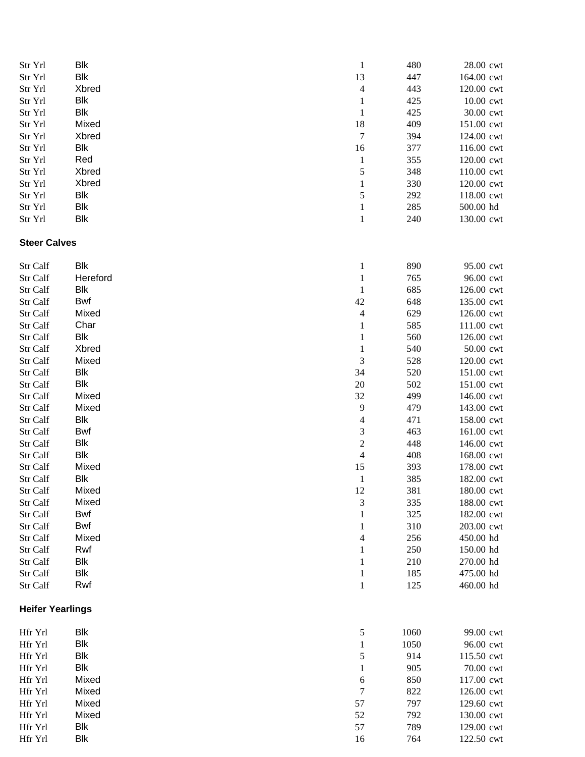| | | | | | |
|---|---|---|---|---|---|
| Str Yrl | Blk | 1 | 480 | 28.00 | cwt |
| Str Yrl | Blk | 13 | 447 | 164.00 | cwt |
| Str Yrl | Xbred | 4 | 443 | 120.00 | cwt |
| Str Yrl | Blk | 1 | 425 | 10.00 | cwt |
| Str Yrl | Blk | 1 | 425 | 30.00 | cwt |
| Str Yrl | Mixed | 18 | 409 | 151.00 | cwt |
| Str Yrl | Xbred | 7 | 394 | 124.00 | cwt |
| Str Yrl | Blk | 16 | 377 | 116.00 | cwt |
| Str Yrl | Red | 1 | 355 | 120.00 | cwt |
| Str Yrl | Xbred | 5 | 348 | 110.00 | cwt |
| Str Yrl | Xbred | 1 | 330 | 120.00 | cwt |
| Str Yrl | Blk | 5 | 292 | 118.00 | cwt |
| Str Yrl | Blk | 1 | 285 | 500.00 | hd |
| Str Yrl | Blk | 1 | 240 | 130.00 | cwt |

**Steer Calves**

| | | | | | |
|---|---|---|---|---|---|
| Str Calf | Blk | 1 | 890 | 95.00 | cwt |
| Str Calf | Hereford | 1 | 765 | 96.00 | cwt |
| Str Calf | Blk | 1 | 685 | 126.00 | cwt |
| Str Calf | Bwf | 42 | 648 | 135.00 | cwt |
| Str Calf | Mixed | 4 | 629 | 126.00 | cwt |
| Str Calf | Char | 1 | 585 | 111.00 | cwt |
| Str Calf | Blk | 1 | 560 | 126.00 | cwt |
| Str Calf | Xbred | 1 | 540 | 50.00 | cwt |
| Str Calf | Mixed | 3 | 528 | 120.00 | cwt |
| Str Calf | Blk | 34 | 520 | 151.00 | cwt |
| Str Calf | Blk | 20 | 502 | 151.00 | cwt |
| Str Calf | Mixed | 32 | 499 | 146.00 | cwt |
| Str Calf | Mixed | 9 | 479 | 143.00 | cwt |
| Str Calf | Blk | 4 | 471 | 158.00 | cwt |
| Str Calf | Bwf | 3 | 463 | 161.00 | cwt |
| Str Calf | Blk | 2 | 448 | 146.00 | cwt |
| Str Calf | Blk | 4 | 408 | 168.00 | cwt |
| Str Calf | Mixed | 15 | 393 | 178.00 | cwt |
| Str Calf | Blk | 1 | 385 | 182.00 | cwt |
| Str Calf | Mixed | 12 | 381 | 180.00 | cwt |
| Str Calf | Mixed | 3 | 335 | 188.00 | cwt |
| Str Calf | Bwf | 1 | 325 | 182.00 | cwt |
| Str Calf | Bwf | 1 | 310 | 203.00 | cwt |
| Str Calf | Mixed | 4 | 256 | 450.00 | hd |
| Str Calf | Rwf | 1 | 250 | 150.00 | hd |
| Str Calf | Blk | 1 | 210 | 270.00 | hd |
| Str Calf | Blk | 1 | 185 | 475.00 | hd |
| Str Calf | Rwf | 1 | 125 | 460.00 | hd |

**Heifer Yearlings**

| | | | | | |
|---|---|---|---|---|---|
| Hfr Yrl | Blk | 5 | 1060 | 99.00 | cwt |
| Hfr Yrl | Blk | 1 | 1050 | 96.00 | cwt |
| Hfr Yrl | Blk | 5 | 914 | 115.50 | cwt |
| Hfr Yrl | Blk | 1 | 905 | 70.00 | cwt |
| Hfr Yrl | Mixed | 6 | 850 | 117.00 | cwt |
| Hfr Yrl | Mixed | 7 | 822 | 126.00 | cwt |
| Hfr Yrl | Mixed | 57 | 797 | 129.60 | cwt |
| Hfr Yrl | Mixed | 52 | 792 | 130.00 | cwt |
| Hfr Yrl | Blk | 57 | 789 | 129.00 | cwt |
| Hfr Yrl | Blk | 16 | 764 | 122.50 | cwt |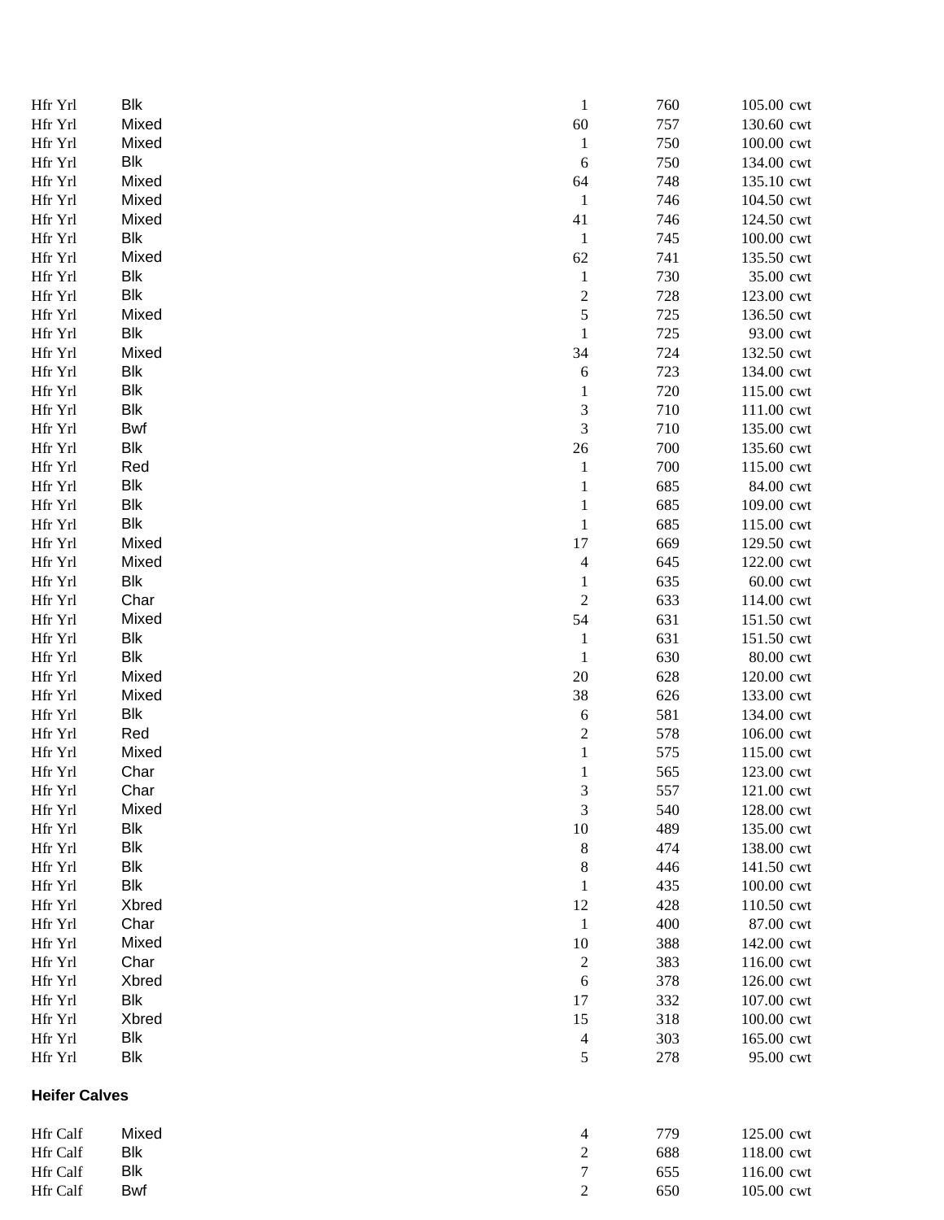| | | | | |
|---|---|---|---|---|
| Hfr Yrl | Blk | 1 | 760 | 105.00 cwt |
| Hfr Yrl | Mixed | 60 | 757 | 130.60 cwt |
| Hfr Yrl | Mixed | 1 | 750 | 100.00 cwt |
| Hfr Yrl | Blk | 6 | 750 | 134.00 cwt |
| Hfr Yrl | Mixed | 64 | 748 | 135.10 cwt |
| Hfr Yrl | Mixed | 1 | 746 | 104.50 cwt |
| Hfr Yrl | Mixed | 41 | 746 | 124.50 cwt |
| Hfr Yrl | Blk | 1 | 745 | 100.00 cwt |
| Hfr Yrl | Mixed | 62 | 741 | 135.50 cwt |
| Hfr Yrl | Blk | 1 | 730 | 35.00 cwt |
| Hfr Yrl | Blk | 2 | 728 | 123.00 cwt |
| Hfr Yrl | Mixed | 5 | 725 | 136.50 cwt |
| Hfr Yrl | Blk | 1 | 725 | 93.00 cwt |
| Hfr Yrl | Mixed | 34 | 724 | 132.50 cwt |
| Hfr Yrl | Blk | 6 | 723 | 134.00 cwt |
| Hfr Yrl | Blk | 1 | 720 | 115.00 cwt |
| Hfr Yrl | Blk | 3 | 710 | 111.00 cwt |
| Hfr Yrl | Bwf | 3 | 710 | 135.00 cwt |
| Hfr Yrl | Blk | 26 | 700 | 135.60 cwt |
| Hfr Yrl | Red | 1 | 700 | 115.00 cwt |
| Hfr Yrl | Blk | 1 | 685 | 84.00 cwt |
| Hfr Yrl | Blk | 1 | 685 | 109.00 cwt |
| Hfr Yrl | Blk | 1 | 685 | 115.00 cwt |
| Hfr Yrl | Mixed | 17 | 669 | 129.50 cwt |
| Hfr Yrl | Mixed | 4 | 645 | 122.00 cwt |
| Hfr Yrl | Blk | 1 | 635 | 60.00 cwt |
| Hfr Yrl | Char | 2 | 633 | 114.00 cwt |
| Hfr Yrl | Mixed | 54 | 631 | 151.50 cwt |
| Hfr Yrl | Blk | 1 | 631 | 151.50 cwt |
| Hfr Yrl | Blk | 1 | 630 | 80.00 cwt |
| Hfr Yrl | Mixed | 20 | 628 | 120.00 cwt |
| Hfr Yrl | Mixed | 38 | 626 | 133.00 cwt |
| Hfr Yrl | Blk | 6 | 581 | 134.00 cwt |
| Hfr Yrl | Red | 2 | 578 | 106.00 cwt |
| Hfr Yrl | Mixed | 1 | 575 | 115.00 cwt |
| Hfr Yrl | Char | 1 | 565 | 123.00 cwt |
| Hfr Yrl | Char | 3 | 557 | 121.00 cwt |
| Hfr Yrl | Mixed | 3 | 540 | 128.00 cwt |
| Hfr Yrl | Blk | 10 | 489 | 135.00 cwt |
| Hfr Yrl | Blk | 8 | 474 | 138.00 cwt |
| Hfr Yrl | Blk | 8 | 446 | 141.50 cwt |
| Hfr Yrl | Blk | 1 | 435 | 100.00 cwt |
| Hfr Yrl | Xbred | 12 | 428 | 110.50 cwt |
| Hfr Yrl | Char | 1 | 400 | 87.00 cwt |
| Hfr Yrl | Mixed | 10 | 388 | 142.00 cwt |
| Hfr Yrl | Char | 2 | 383 | 116.00 cwt |
| Hfr Yrl | Xbred | 6 | 378 | 126.00 cwt |
| Hfr Yrl | Blk | 17 | 332 | 107.00 cwt |
| Hfr Yrl | Xbred | 15 | 318 | 100.00 cwt |
| Hfr Yrl | Blk | 4 | 303 | 165.00 cwt |
| Hfr Yrl | Blk | 5 | 278 | 95.00 cwt |

**Heifer Calves**

| | | | | |
|---|---|---|---|---|
| Hfr Calf | Mixed | 4 | 779 | 125.00 cwt |
| Hfr Calf | Blk | 2 | 688 | 118.00 cwt |
| Hfr Calf | Blk | 7 | 655 | 116.00 cwt |
| Hfr Calf | Bwf | 2 | 650 | 105.00 cwt |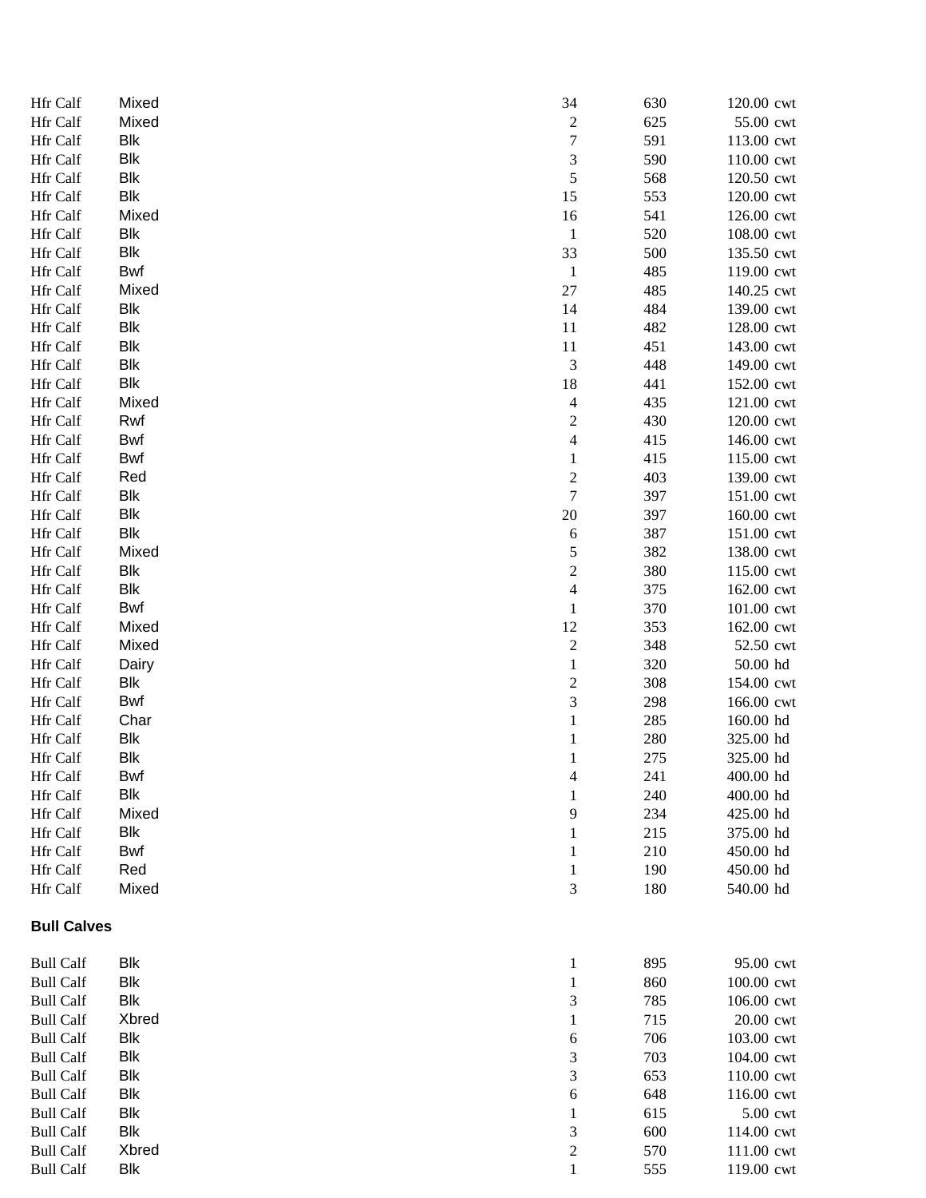| | | | | | |
|---|---|---|---|---|---|
| Hfr Calf | Mixed | 34 | 630 | 120.00 | cwt |
| Hfr Calf | Mixed | 2 | 625 | 55.00 | cwt |
| Hfr Calf | Blk | 7 | 591 | 113.00 | cwt |
| Hfr Calf | Blk | 3 | 590 | 110.00 | cwt |
| Hfr Calf | Blk | 5 | 568 | 120.50 | cwt |
| Hfr Calf | Blk | 15 | 553 | 120.00 | cwt |
| Hfr Calf | Mixed | 16 | 541 | 126.00 | cwt |
| Hfr Calf | Blk | 1 | 520 | 108.00 | cwt |
| Hfr Calf | Blk | 33 | 500 | 135.50 | cwt |
| Hfr Calf | Bwf | 1 | 485 | 119.00 | cwt |
| Hfr Calf | Mixed | 27 | 485 | 140.25 | cwt |
| Hfr Calf | Blk | 14 | 484 | 139.00 | cwt |
| Hfr Calf | Blk | 11 | 482 | 128.00 | cwt |
| Hfr Calf | Blk | 11 | 451 | 143.00 | cwt |
| Hfr Calf | Blk | 3 | 448 | 149.00 | cwt |
| Hfr Calf | Blk | 18 | 441 | 152.00 | cwt |
| Hfr Calf | Mixed | 4 | 435 | 121.00 | cwt |
| Hfr Calf | Rwf | 2 | 430 | 120.00 | cwt |
| Hfr Calf | Bwf | 4 | 415 | 146.00 | cwt |
| Hfr Calf | Bwf | 1 | 415 | 115.00 | cwt |
| Hfr Calf | Red | 2 | 403 | 139.00 | cwt |
| Hfr Calf | Blk | 7 | 397 | 151.00 | cwt |
| Hfr Calf | Blk | 20 | 397 | 160.00 | cwt |
| Hfr Calf | Blk | 6 | 387 | 151.00 | cwt |
| Hfr Calf | Mixed | 5 | 382 | 138.00 | cwt |
| Hfr Calf | Blk | 2 | 380 | 115.00 | cwt |
| Hfr Calf | Blk | 4 | 375 | 162.00 | cwt |
| Hfr Calf | Bwf | 1 | 370 | 101.00 | cwt |
| Hfr Calf | Mixed | 12 | 353 | 162.00 | cwt |
| Hfr Calf | Mixed | 2 | 348 | 52.50 | cwt |
| Hfr Calf | Dairy | 1 | 320 | 50.00 | hd |
| Hfr Calf | Blk | 2 | 308 | 154.00 | cwt |
| Hfr Calf | Bwf | 3 | 298 | 166.00 | cwt |
| Hfr Calf | Char | 1 | 285 | 160.00 | hd |
| Hfr Calf | Blk | 1 | 280 | 325.00 | hd |
| Hfr Calf | Blk | 1 | 275 | 325.00 | hd |
| Hfr Calf | Bwf | 4 | 241 | 400.00 | hd |
| Hfr Calf | Blk | 1 | 240 | 400.00 | hd |
| Hfr Calf | Mixed | 9 | 234 | 425.00 | hd |
| Hfr Calf | Blk | 1 | 215 | 375.00 | hd |
| Hfr Calf | Bwf | 1 | 210 | 450.00 | hd |
| Hfr Calf | Red | 1 | 190 | 450.00 | hd |
| Hfr Calf | Mixed | 3 | 180 | 540.00 | hd |

**Bull Calves**

| | | | | | |
|---|---|---|---|---|---|
| Bull Calf | Blk | 1 | 895 | 95.00 | cwt |
| Bull Calf | Blk | 1 | 860 | 100.00 | cwt |
| Bull Calf | Blk | 3 | 785 | 106.00 | cwt |
| Bull Calf | Xbred | 1 | 715 | 20.00 | cwt |
| Bull Calf | Blk | 6 | 706 | 103.00 | cwt |
| Bull Calf | Blk | 3 | 703 | 104.00 | cwt |
| Bull Calf | Blk | 3 | 653 | 110.00 | cwt |
| Bull Calf | Blk | 6 | 648 | 116.00 | cwt |
| Bull Calf | Blk | 1 | 615 | 5.00 | cwt |
| Bull Calf | Blk | 3 | 600 | 114.00 | cwt |
| Bull Calf | Xbred | 2 | 570 | 111.00 | cwt |
| Bull Calf | Blk | 1 | 555 | 119.00 | cwt |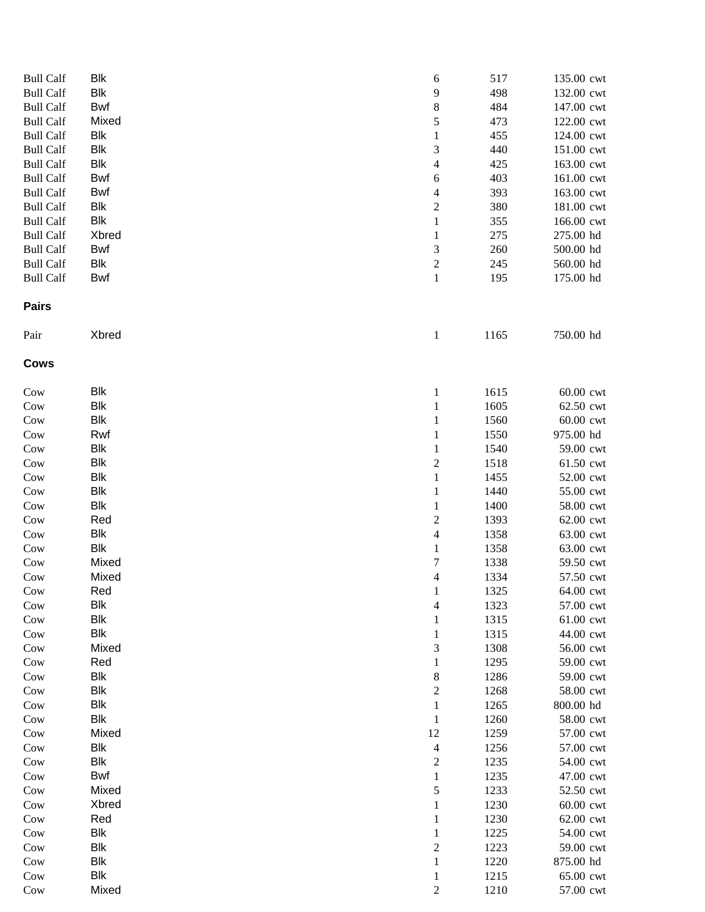| | | | | |
|---|---|---|---|---|
| Bull Calf | Blk | 6 | 517 | 135.00 cwt |
| Bull Calf | Blk | 9 | 498 | 132.00 cwt |
| Bull Calf | Bwf | 8 | 484 | 147.00 cwt |
| Bull Calf | Mixed | 5 | 473 | 122.00 cwt |
| Bull Calf | Blk | 1 | 455 | 124.00 cwt |
| Bull Calf | Blk | 3 | 440 | 151.00 cwt |
| Bull Calf | Blk | 4 | 425 | 163.00 cwt |
| Bull Calf | Bwf | 6 | 403 | 161.00 cwt |
| Bull Calf | Bwf | 4 | 393 | 163.00 cwt |
| Bull Calf | Blk | 2 | 380 | 181.00 cwt |
| Bull Calf | Blk | 1 | 355 | 166.00 cwt |
| Bull Calf | Xbred | 1 | 275 | 275.00 hd |
| Bull Calf | Bwf | 3 | 260 | 500.00 hd |
| Bull Calf | Blk | 2 | 245 | 560.00 hd |
| Bull Calf | Bwf | 1 | 195 | 175.00 hd |

**Pairs**

| | | | | |
|---|---|---|---|---|
| Pair | Xbred | 1 | 1165 | 750.00 hd |

**Cows**

| | | | | |
|---|---|---|---|---|
| Cow | Blk | 1 | 1615 | 60.00 cwt |
| Cow | Blk | 1 | 1605 | 62.50 cwt |
| Cow | Blk | 1 | 1560 | 60.00 cwt |
| Cow | Rwf | 1 | 1550 | 975.00 hd |
| Cow | Blk | 1 | 1540 | 59.00 cwt |
| Cow | Blk | 2 | 1518 | 61.50 cwt |
| Cow | Blk | 1 | 1455 | 52.00 cwt |
| Cow | Blk | 1 | 1440 | 55.00 cwt |
| Cow | Blk | 1 | 1400 | 58.00 cwt |
| Cow | Red | 2 | 1393 | 62.00 cwt |
| Cow | Blk | 4 | 1358 | 63.00 cwt |
| Cow | Blk | 1 | 1358 | 63.00 cwt |
| Cow | Mixed | 7 | 1338 | 59.50 cwt |
| Cow | Mixed | 4 | 1334 | 57.50 cwt |
| Cow | Red | 1 | 1325 | 64.00 cwt |
| Cow | Blk | 4 | 1323 | 57.00 cwt |
| Cow | Blk | 1 | 1315 | 61.00 cwt |
| Cow | Blk | 1 | 1315 | 44.00 cwt |
| Cow | Mixed | 3 | 1308 | 56.00 cwt |
| Cow | Red | 1 | 1295 | 59.00 cwt |
| Cow | Blk | 8 | 1286 | 59.00 cwt |
| Cow | Blk | 2 | 1268 | 58.00 cwt |
| Cow | Blk | 1 | 1265 | 800.00 hd |
| Cow | Blk | 1 | 1260 | 58.00 cwt |
| Cow | Mixed | 12 | 1259 | 57.00 cwt |
| Cow | Blk | 4 | 1256 | 57.00 cwt |
| Cow | Blk | 2 | 1235 | 54.00 cwt |
| Cow | Bwf | 1 | 1235 | 47.00 cwt |
| Cow | Mixed | 5 | 1233 | 52.50 cwt |
| Cow | Xbred | 1 | 1230 | 60.00 cwt |
| Cow | Red | 1 | 1230 | 62.00 cwt |
| Cow | Blk | 1 | 1225 | 54.00 cwt |
| Cow | Blk | 2 | 1223 | 59.00 cwt |
| Cow | Blk | 1 | 1220 | 875.00 hd |
| Cow | Blk | 1 | 1215 | 65.00 cwt |
| Cow | Mixed | 2 | 1210 | 57.00 cwt |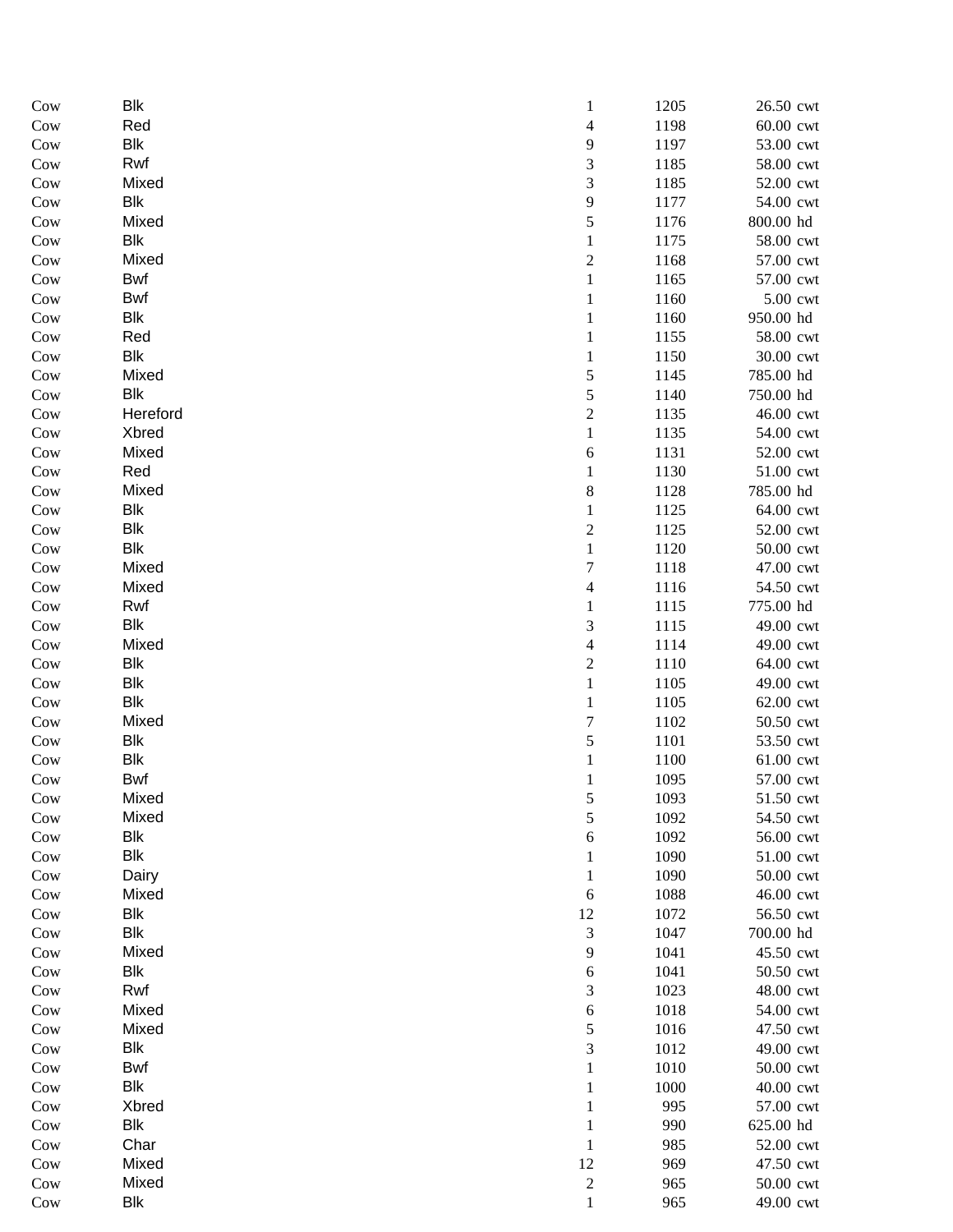| | | | | | |
|---|---|---|---|---|---|
| Cow | Blk | 1 | 1205 | 26.50 | cwt |
| Cow | Red | 4 | 1198 | 60.00 | cwt |
| Cow | Blk | 9 | 1197 | 53.00 | cwt |
| Cow | Rwf | 3 | 1185 | 58.00 | cwt |
| Cow | Mixed | 3 | 1185 | 52.00 | cwt |
| Cow | Blk | 9 | 1177 | 54.00 | cwt |
| Cow | Mixed | 5 | 1176 | 800.00 | hd |
| Cow | Blk | 1 | 1175 | 58.00 | cwt |
| Cow | Mixed | 2 | 1168 | 57.00 | cwt |
| Cow | Bwf | 1 | 1165 | 57.00 | cwt |
| Cow | Bwf | 1 | 1160 | 5.00 | cwt |
| Cow | Blk | 1 | 1160 | 950.00 | hd |
| Cow | Red | 1 | 1155 | 58.00 | cwt |
| Cow | Blk | 1 | 1150 | 30.00 | cwt |
| Cow | Mixed | 5 | 1145 | 785.00 | hd |
| Cow | Blk | 5 | 1140 | 750.00 | hd |
| Cow | Hereford | 2 | 1135 | 46.00 | cwt |
| Cow | Xbred | 1 | 1135 | 54.00 | cwt |
| Cow | Mixed | 6 | 1131 | 52.00 | cwt |
| Cow | Red | 1 | 1130 | 51.00 | cwt |
| Cow | Mixed | 8 | 1128 | 785.00 | hd |
| Cow | Blk | 1 | 1125 | 64.00 | cwt |
| Cow | Blk | 2 | 1125 | 52.00 | cwt |
| Cow | Blk | 1 | 1120 | 50.00 | cwt |
| Cow | Mixed | 7 | 1118 | 47.00 | cwt |
| Cow | Mixed | 4 | 1116 | 54.50 | cwt |
| Cow | Rwf | 1 | 1115 | 775.00 | hd |
| Cow | Blk | 3 | 1115 | 49.00 | cwt |
| Cow | Mixed | 4 | 1114 | 49.00 | cwt |
| Cow | Blk | 2 | 1110 | 64.00 | cwt |
| Cow | Blk | 1 | 1105 | 49.00 | cwt |
| Cow | Blk | 1 | 1105 | 62.00 | cwt |
| Cow | Mixed | 7 | 1102 | 50.50 | cwt |
| Cow | Blk | 5 | 1101 | 53.50 | cwt |
| Cow | Blk | 1 | 1100 | 61.00 | cwt |
| Cow | Bwf | 1 | 1095 | 57.00 | cwt |
| Cow | Mixed | 5 | 1093 | 51.50 | cwt |
| Cow | Mixed | 5 | 1092 | 54.50 | cwt |
| Cow | Blk | 6 | 1092 | 56.00 | cwt |
| Cow | Blk | 1 | 1090 | 51.00 | cwt |
| Cow | Dairy | 1 | 1090 | 50.00 | cwt |
| Cow | Mixed | 6 | 1088 | 46.00 | cwt |
| Cow | Blk | 12 | 1072 | 56.50 | cwt |
| Cow | Blk | 3 | 1047 | 700.00 | hd |
| Cow | Mixed | 9 | 1041 | 45.50 | cwt |
| Cow | Blk | 6 | 1041 | 50.50 | cwt |
| Cow | Rwf | 3 | 1023 | 48.00 | cwt |
| Cow | Mixed | 6 | 1018 | 54.00 | cwt |
| Cow | Mixed | 5 | 1016 | 47.50 | cwt |
| Cow | Blk | 3 | 1012 | 49.00 | cwt |
| Cow | Bwf | 1 | 1010 | 50.00 | cwt |
| Cow | Blk | 1 | 1000 | 40.00 | cwt |
| Cow | Xbred | 1 | 995 | 57.00 | cwt |
| Cow | Blk | 1 | 990 | 625.00 | hd |
| Cow | Char | 1 | 985 | 52.00 | cwt |
| Cow | Mixed | 12 | 969 | 47.50 | cwt |
| Cow | Mixed | 2 | 965 | 50.00 | cwt |
| Cow | Blk | 1 | 965 | 49.00 | cwt |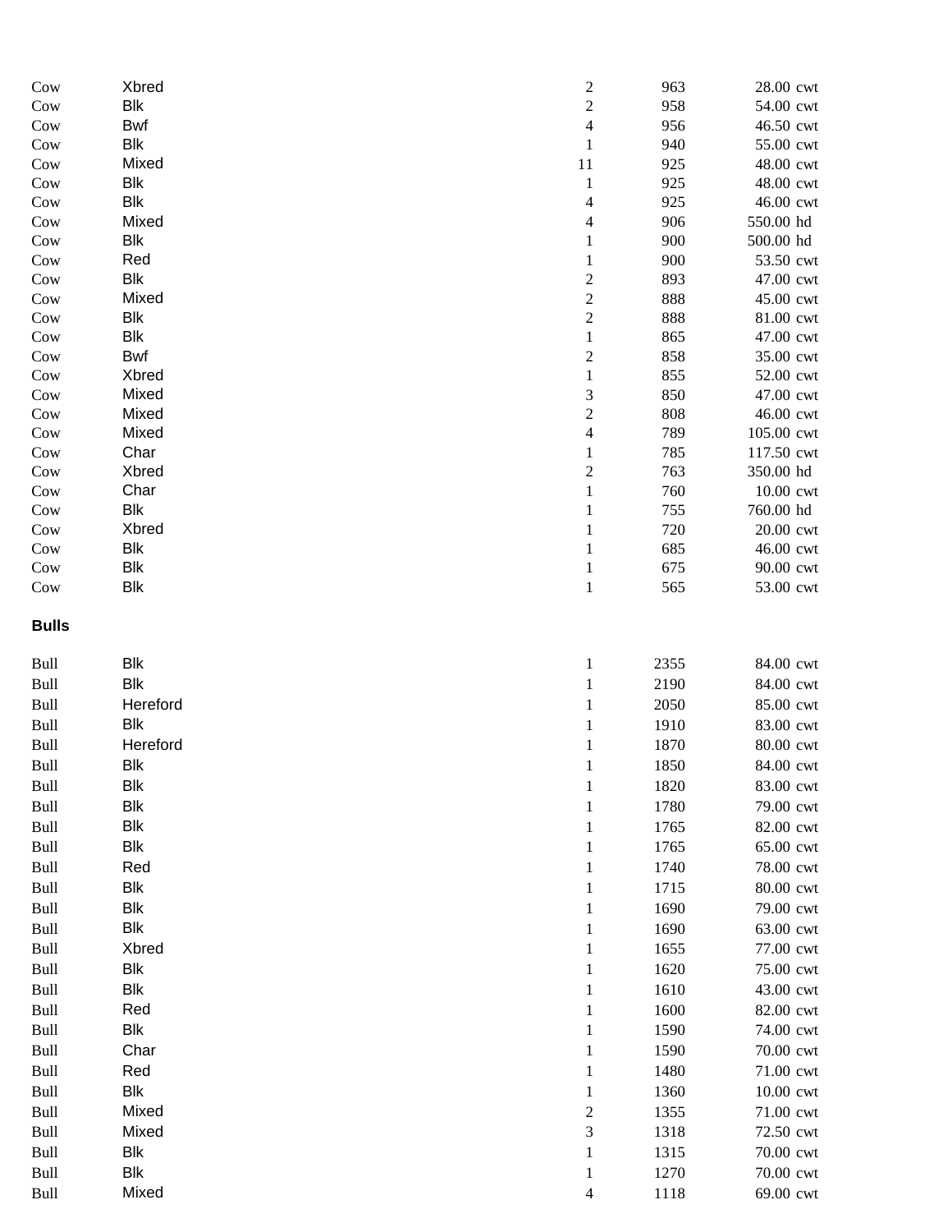| | | | | | |
|---|---|---|---|---|---|
| Cow | Xbred | 2 | 963 | 28.00 | cwt |
| Cow | Blk | 2 | 958 | 54.00 | cwt |
| Cow | Bwf | 4 | 956 | 46.50 | cwt |
| Cow | Blk | 1 | 940 | 55.00 | cwt |
| Cow | Mixed | 11 | 925 | 48.00 | cwt |
| Cow | Blk | 1 | 925 | 48.00 | cwt |
| Cow | Blk | 4 | 925 | 46.00 | cwt |
| Cow | Mixed | 4 | 906 | 550.00 | hd |
| Cow | Blk | 1 | 900 | 500.00 | hd |
| Cow | Red | 1 | 900 | 53.50 | cwt |
| Cow | Blk | 2 | 893 | 47.00 | cwt |
| Cow | Mixed | 2 | 888 | 45.00 | cwt |
| Cow | Blk | 2 | 888 | 81.00 | cwt |
| Cow | Blk | 1 | 865 | 47.00 | cwt |
| Cow | Bwf | 2 | 858 | 35.00 | cwt |
| Cow | Xbred | 1 | 855 | 52.00 | cwt |
| Cow | Mixed | 3 | 850 | 47.00 | cwt |
| Cow | Mixed | 2 | 808 | 46.00 | cwt |
| Cow | Mixed | 4 | 789 | 105.00 | cwt |
| Cow | Char | 1 | 785 | 117.50 | cwt |
| Cow | Xbred | 2 | 763 | 350.00 | hd |
| Cow | Char | 1 | 760 | 10.00 | cwt |
| Cow | Blk | 1 | 755 | 760.00 | hd |
| Cow | Xbred | 1 | 720 | 20.00 | cwt |
| Cow | Blk | 1 | 685 | 46.00 | cwt |
| Cow | Blk | 1 | 675 | 90.00 | cwt |
| Cow | Blk | 1 | 565 | 53.00 | cwt |

**Bulls**

| | | | | | |
|---|---|---|---|---|---|
| Bull | Blk | 1 | 2355 | 84.00 | cwt |
| Bull | Blk | 1 | 2190 | 84.00 | cwt |
| Bull | Hereford | 1 | 2050 | 85.00 | cwt |
| Bull | Blk | 1 | 1910 | 83.00 | cwt |
| Bull | Hereford | 1 | 1870 | 80.00 | cwt |
| Bull | Blk | 1 | 1850 | 84.00 | cwt |
| Bull | Blk | 1 | 1820 | 83.00 | cwt |
| Bull | Blk | 1 | 1780 | 79.00 | cwt |
| Bull | Blk | 1 | 1765 | 82.00 | cwt |
| Bull | Blk | 1 | 1765 | 65.00 | cwt |
| Bull | Red | 1 | 1740 | 78.00 | cwt |
| Bull | Blk | 1 | 1715 | 80.00 | cwt |
| Bull | Blk | 1 | 1690 | 79.00 | cwt |
| Bull | Blk | 1 | 1690 | 63.00 | cwt |
| Bull | Xbred | 1 | 1655 | 77.00 | cwt |
| Bull | Blk | 1 | 1620 | 75.00 | cwt |
| Bull | Blk | 1 | 1610 | 43.00 | cwt |
| Bull | Red | 1 | 1600 | 82.00 | cwt |
| Bull | Blk | 1 | 1590 | 74.00 | cwt |
| Bull | Char | 1 | 1590 | 70.00 | cwt |
| Bull | Red | 1 | 1480 | 71.00 | cwt |
| Bull | Blk | 1 | 1360 | 10.00 | cwt |
| Bull | Mixed | 2 | 1355 | 71.00 | cwt |
| Bull | Mixed | 3 | 1318 | 72.50 | cwt |
| Bull | Blk | 1 | 1315 | 70.00 | cwt |
| Bull | Blk | 1 | 1270 | 70.00 | cwt |
| Bull | Mixed | 4 | 1118 | 69.00 | cwt |